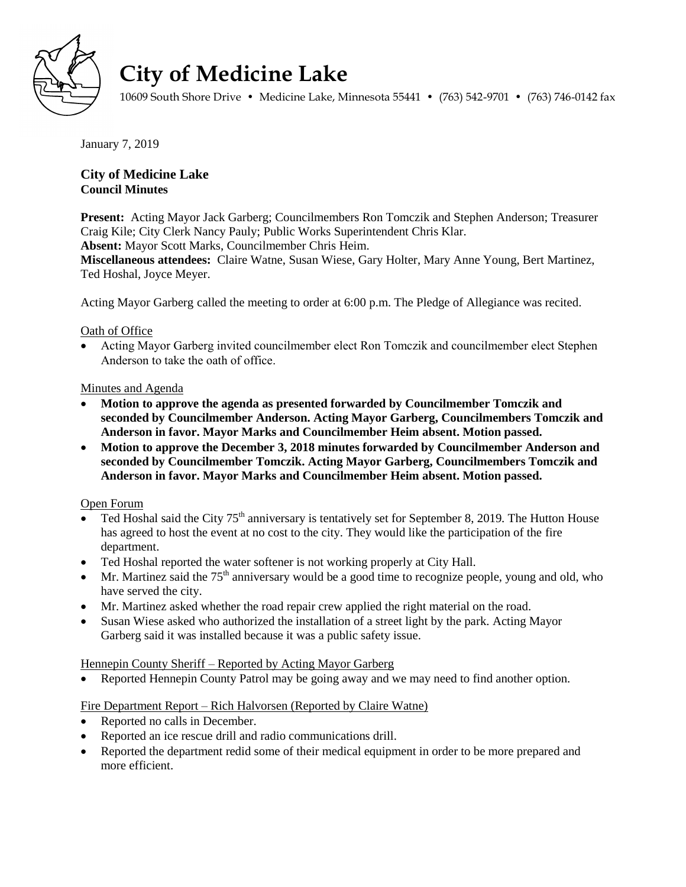# City of Medicine Lake

10609 South Shore Drive • Medicine Lake, Minnesota 55441 • (763) 542-9701 • (763) 746-0142 fax

January 7, 2019

**City of Medicine Lake**
**Council Minutes**

**Present:** Acting Mayor Jack Garberg; Councilmembers Ron Tomczik and Stephen Anderson; Treasurer Craig Kile; City Clerk Nancy Pauly; Public Works Superintendent Chris Klar.
**Absent:** Mayor Scott Marks, Councilmember Chris Heim.
**Miscellaneous attendees:** Claire Watne, Susan Wiese, Gary Holter, Mary Anne Young, Bert Martinez, Ted Hoshal, Joyce Meyer.

Acting Mayor Garberg called the meeting to order at 6:00 p.m. The Pledge of Allegiance was recited.

Oath of Office

- Acting Mayor Garberg invited councilmember elect Ron Tomczik and councilmember elect Stephen Anderson to take the oath of office.

Minutes and Agenda

- **Motion to approve the agenda as presented forwarded by Councilmember Tomczik and seconded by Councilmember Anderson. Acting Mayor Garberg, Councilmembers Tomczik and Anderson in favor. Mayor Marks and Councilmember Heim absent. Motion passed.**
- **Motion to approve the December 3, 2018 minutes forwarded by Councilmember Anderson and seconded by Councilmember Tomczik. Acting Mayor Garberg, Councilmembers Tomczik and Anderson in favor. Mayor Marks and Councilmember Heim absent. Motion passed.**

Open Forum

- Ted Hoshal said the City 75th anniversary is tentatively set for September 8, 2019. The Hutton House has agreed to host the event at no cost to the city. They would like the participation of the fire department.
- Ted Hoshal reported the water softener is not working properly at City Hall.
- Mr. Martinez said the 75th anniversary would be a good time to recognize people, young and old, who have served the city.
- Mr. Martinez asked whether the road repair crew applied the right material on the road.
- Susan Wiese asked who authorized the installation of a street light by the park. Acting Mayor Garberg said it was installed because it was a public safety issue.

Hennepin County Sheriff – Reported by Acting Mayor Garberg

- Reported Hennepin County Patrol may be going away and we may need to find another option.

Fire Department Report – Rich Halvorsen (Reported by Claire Watne)

- Reported no calls in December.
- Reported an ice rescue drill and radio communications drill.
- Reported the department redid some of their medical equipment in order to be more prepared and more efficient.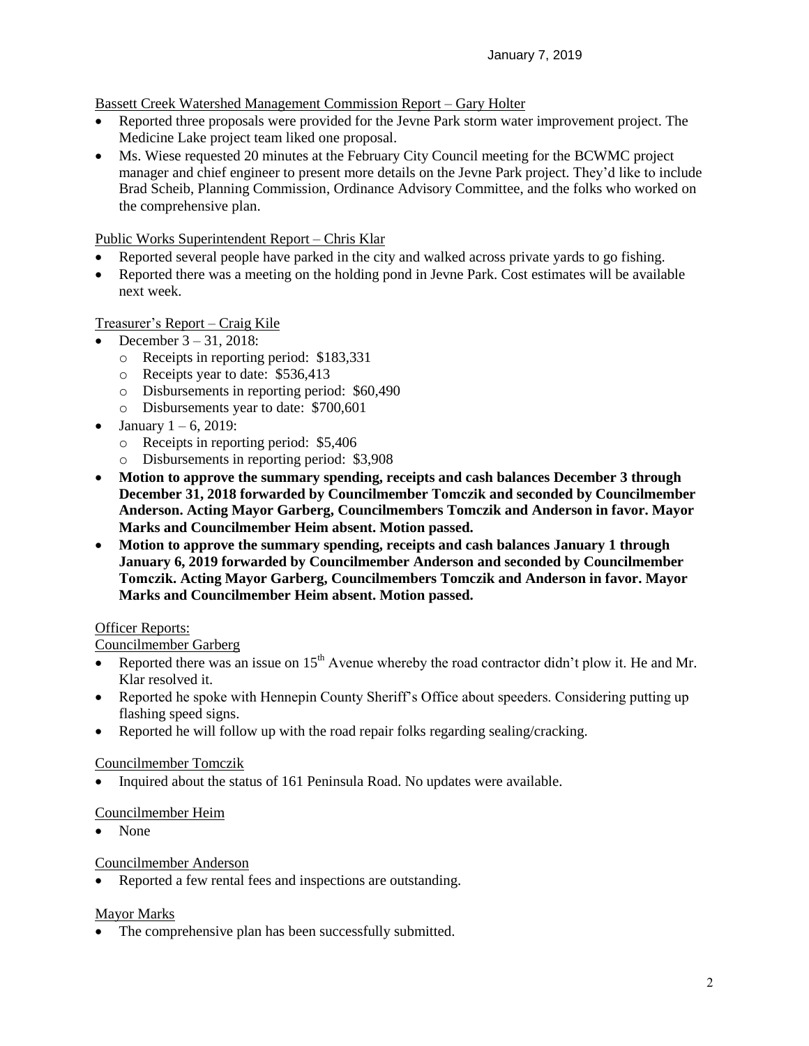January 7, 2019

Bassett Creek Watershed Management Commission Report – Gary Holter

- Reported three proposals were provided for the Jevne Park storm water improvement project. The Medicine Lake project team liked one proposal.
- Ms. Wiese requested 20 minutes at the February City Council meeting for the BCWMC project manager and chief engineer to present more details on the Jevne Park project. They'd like to include Brad Scheib, Planning Commission, Ordinance Advisory Committee, and the folks who worked on the comprehensive plan.

Public Works Superintendent Report – Chris Klar

- Reported several people have parked in the city and walked across private yards to go fishing.
- Reported there was a meeting on the holding pond in Jevne Park. Cost estimates will be available next week.

Treasurer's Report – Craig Kile

- December 3 – 31, 2018:
  - Receipts in reporting period: $183,331
  - Receipts year to date: $536,413
  - Disbursements in reporting period: $60,490
  - Disbursements year to date: $700,601
- January 1 – 6, 2019:
  - Receipts in reporting period: $5,406
  - Disbursements in reporting period: $3,908
- **Motion to approve the summary spending, receipts and cash balances December 3 through December 31, 2018 forwarded by Councilmember Tomczik and seconded by Councilmember Anderson. Acting Mayor Garberg, Councilmembers Tomczik and Anderson in favor. Mayor Marks and Councilmember Heim absent. Motion passed.**
- **Motion to approve the summary spending, receipts and cash balances January 1 through January 6, 2019 forwarded by Councilmember Anderson and seconded by Councilmember Tomczik. Acting Mayor Garberg, Councilmembers Tomczik and Anderson in favor. Mayor Marks and Councilmember Heim absent. Motion passed.**

Officer Reports:

Councilmember Garberg

- Reported there was an issue on 15th Avenue whereby the road contractor didn't plow it. He and Mr. Klar resolved it.
- Reported he spoke with Hennepin County Sheriff's Office about speeders. Considering putting up flashing speed signs.
- Reported he will follow up with the road repair folks regarding sealing/cracking.

Councilmember Tomczik

- Inquired about the status of 161 Peninsula Road. No updates were available.

Councilmember Heim

- None

Councilmember Anderson

- Reported a few rental fees and inspections are outstanding.

Mayor Marks

- The comprehensive plan has been successfully submitted.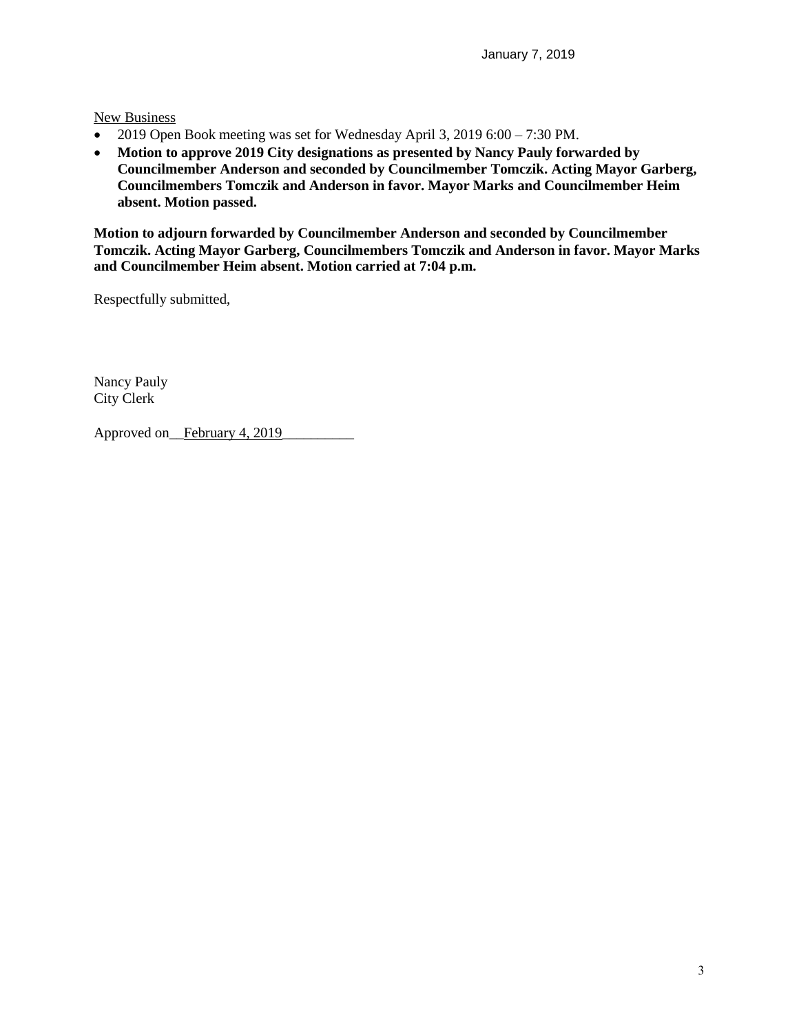New Business

- 2019 Open Book meeting was set for Wednesday April 3, 2019 6:00 – 7:30 PM.
- **Motion to approve 2019 City designations as presented by Nancy Pauly forwarded by Councilmember Anderson and seconded by Councilmember Tomczik. Acting Mayor Garberg, Councilmembers Tomczik and Anderson in favor. Mayor Marks and Councilmember Heim absent. Motion passed.**

**Motion to adjourn forwarded by Councilmember Anderson and seconded by Councilmember Tomczik. Acting Mayor Garberg, Councilmembers Tomczik and Anderson in favor. Mayor Marks and Councilmember Heim absent. Motion carried at 7:04 p.m.**

Respectfully submitted,

Nancy Pauly
City Clerk

Approved on__February 4, 2019__________